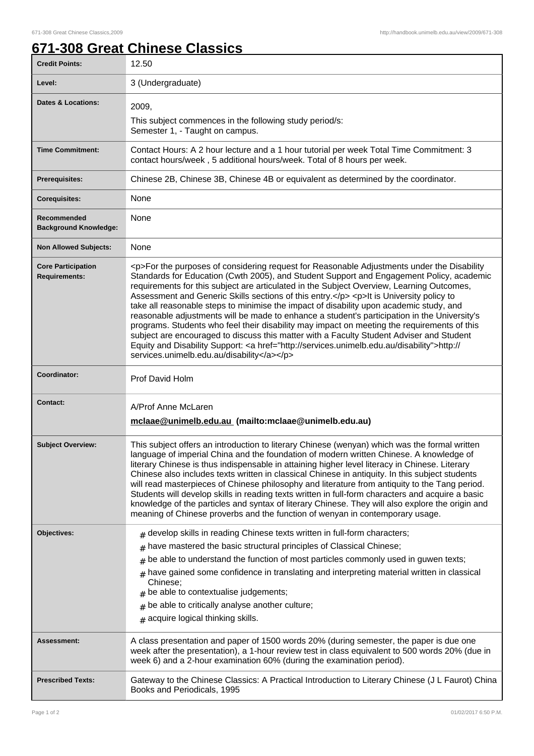# 671-308 Great Chinese Classics

| | |
|---|---|
| **Credit Points:** | 12.50 |
| **Level:** | 3 (Undergraduate) |
| **Dates & Locations:** | 2009,<br>This subject commences in the following study period/s:<br>Semester 1, - Taught on campus. |
| **Time Commitment:** | Contact Hours: A 2 hour lecture and a 1 hour tutorial per week Total Time Commitment: 3 contact hours/week , 5 additional hours/week. Total of 8 hours per week. |
| **Prerequisites:** | Chinese 2B, Chinese 3B, Chinese 4B or equivalent as determined by the coordinator. |
| **Corequisites:** | None |
| **Recommended Background Knowledge:** | None |
| **Non Allowed Subjects:** | None |
| **Core Participation Requirements:** | <p>For the purposes of considering request for Reasonable Adjustments under the Disability Standards for Education (Cwth 2005), and Student Support and Engagement Policy, academic requirements for this subject are articulated in the Subject Overview, Learning Outcomes, Assessment and Generic Skills sections of this entry.</p> <p>It is University policy to take all reasonable steps to minimise the impact of disability upon academic study, and reasonable adjustments will be made to enhance a student's participation in the University's programs. Students who feel their disability may impact on meeting the requirements of this subject are encouraged to discuss this matter with a Faculty Student Adviser and Student Equity and Disability Support: <a href="http://services.unimelb.edu.au/disability">http://services.unimelb.edu.au/disability</a></p> |
| **Coordinator:** | Prof David Holm |
| **Contact:** | A/Prof Anne McLaren<br>**mclaae@unimelb.edu.au (mailto:mclaae@unimelb.edu.au)** |
| **Subject Overview:** | This subject offers an introduction to literary Chinese (wenyan) which was the formal written language of imperial China and the foundation of modern written Chinese. A knowledge of literary Chinese is thus indispensable in attaining higher level literacy in Chinese. Literary Chinese also includes texts written in classical Chinese in antiquity. In this subject students will read masterpieces of Chinese philosophy and literature from antiquity to the Tang period. Students will develop skills in reading texts written in full-form characters and acquire a basic knowledge of the particles and syntax of literary Chinese. They will also explore the origin and meaning of Chinese proverbs and the function of wenyan in contemporary usage. |
| **Objectives:** | # develop skills in reading Chinese texts written in full-form characters;<br># have mastered the basic structural principles of Classical Chinese;<br># be able to understand the function of most particles commonly used in guwen texts;<br># have gained some confidence in translating and interpreting material written in classical Chinese;<br># be able to contextualise judgements;<br># be able to critically analyse another culture;<br># acquire logical thinking skills. |
| **Assessment:** | A class presentation and paper of 1500 words 20% (during semester, the paper is due one week after the presentation), a 1-hour review test in class equivalent to 500 words 20% (due in week 6) and a 2-hour examination 60% (during the examination period). |
| **Prescribed Texts:** | Gateway to the Chinese Classics: A Practical Introduction to Literary Chinese (J L Faurot) China Books and Periodicals, 1995 |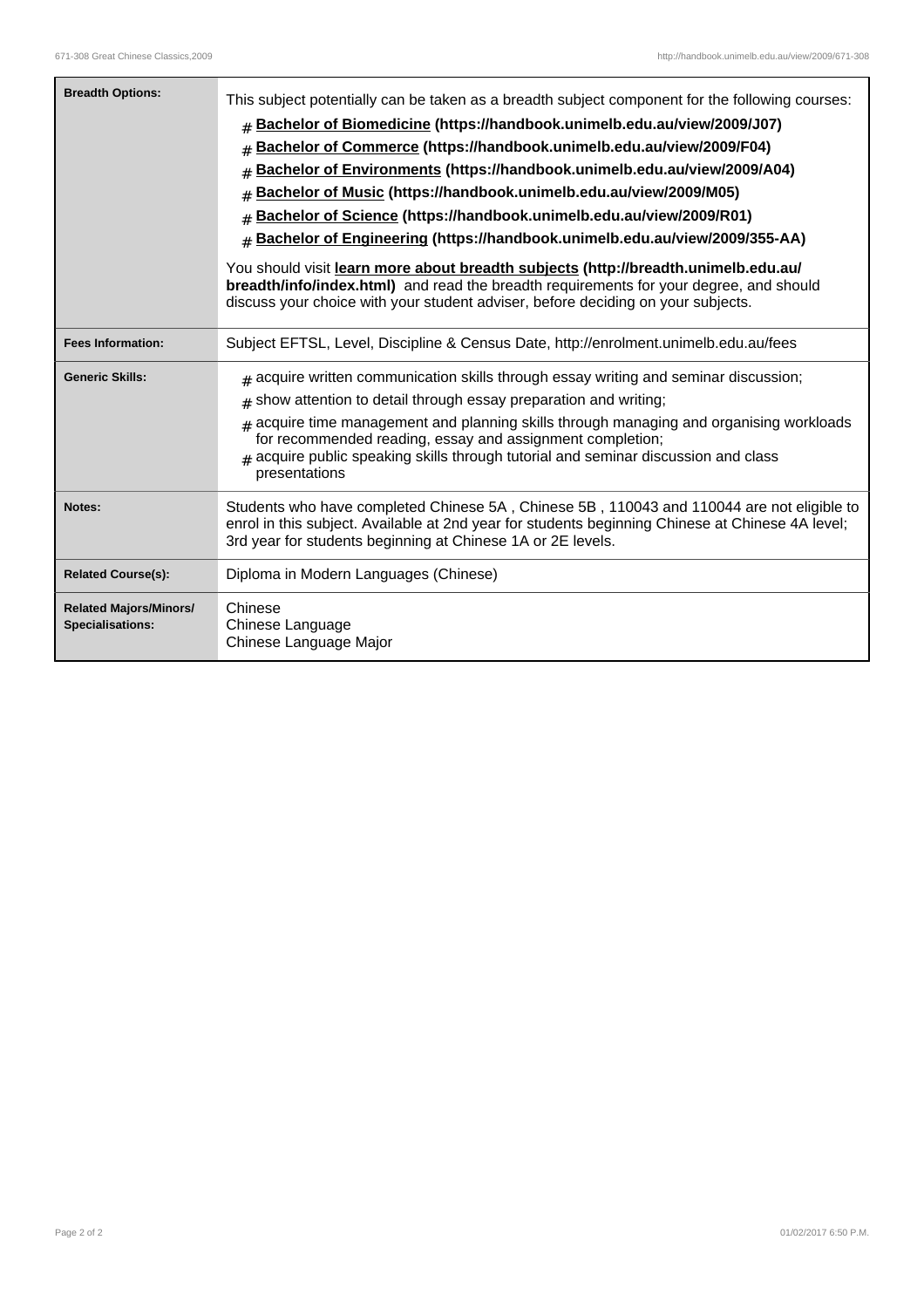| | |
|---|---|
| **Breadth Options:** | This subject potentially can be taken as a breadth subject component for the following courses:<br># **Bachelor of Biomedicine (https://handbook.unimelb.edu.au/view/2009/J07)**<br># **Bachelor of Commerce (https://handbook.unimelb.edu.au/view/2009/F04)**<br># **Bachelor of Environments (https://handbook.unimelb.edu.au/view/2009/A04)**<br># **Bachelor of Music (https://handbook.unimelb.edu.au/view/2009/M05)**<br># **Bachelor of Science (https://handbook.unimelb.edu.au/view/2009/R01)**<br># **Bachelor of Engineering (https://handbook.unimelb.edu.au/view/2009/355-AA)**<br><br>You should visit **learn more about breadth subjects (http://breadth.unimelb.edu.au/breadth/info/index.html)** and read the breadth requirements for your degree, and should discuss your choice with your student adviser, before deciding on your subjects. |
| **Fees Information:** | Subject EFTSL, Level, Discipline & Census Date, http://enrolment.unimelb.edu.au/fees |
| **Generic Skills:** | # acquire written communication skills through essay writing and seminar discussion;<br># show attention to detail through essay preparation and writing;<br># acquire time management and planning skills through managing and organising workloads for recommended reading, essay and assignment completion;<br># acquire public speaking skills through tutorial and seminar discussion and class presentations |
| **Notes:** | Students who have completed Chinese 5A , Chinese 5B , 110043 and 110044 are not eligible to enrol in this subject. Available at 2nd year for students beginning Chinese at Chinese 4A level; 3rd year for students beginning at Chinese 1A or 2E levels. |
| **Related Course(s):** | Diploma in Modern Languages (Chinese) |
| **Related Majors/Minors/ Specialisations:** | Chinese<br>Chinese Language<br>Chinese Language Major |